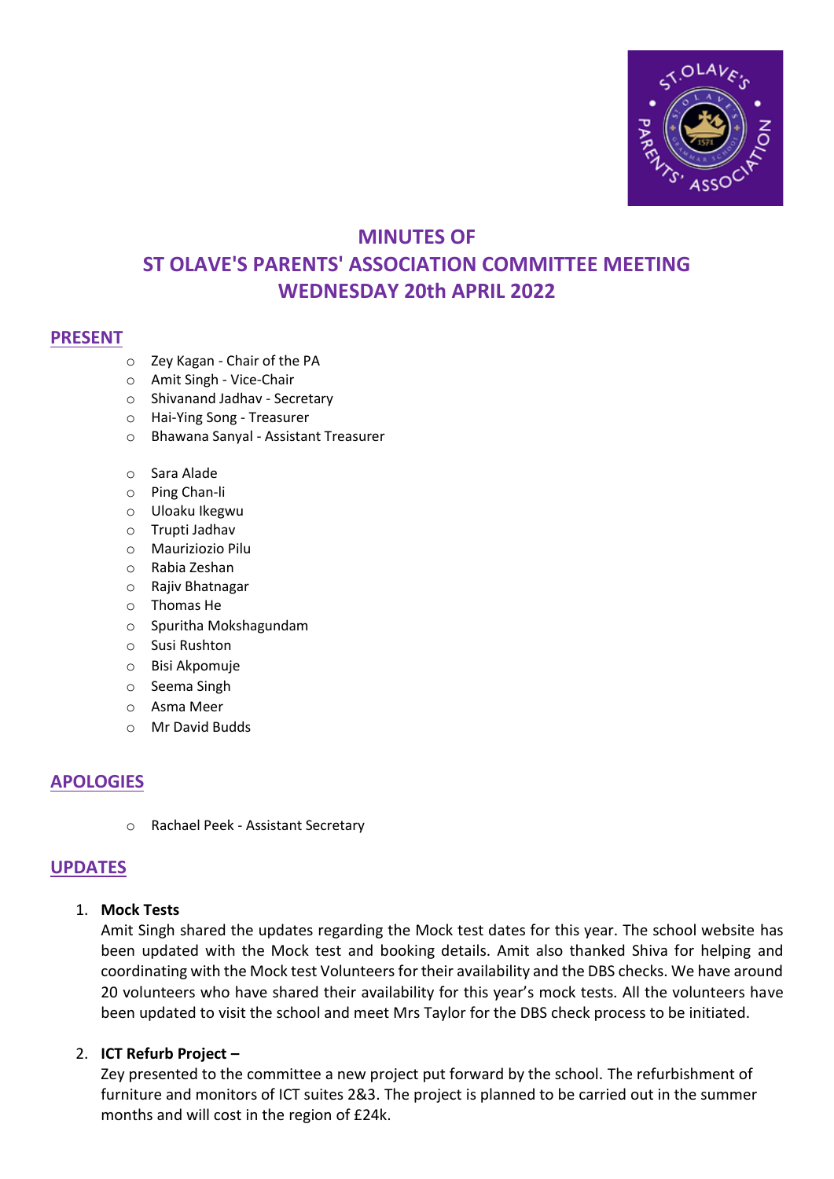# MINUTES OF
# ST OLAVE'S PARENTS' ASSOCIATION COMMITTEE MEETING
# WEDNESDAY 20th APRIL 2022

## PRESENT

- Zey Kagan - Chair of the PA
- Amit Singh - Vice-Chair
- Shivanand Jadhav - Secretary
- Hai-Ying Song - Treasurer
- Bhawana Sanyal - Assistant Treasurer

- Sara Alade
- Ping Chan-li
- Uloaku Ikegwu
- Trupti Jadhav
- Mauriziozio Pilu
- Rabia Zeshan
- Rajiv Bhatnagar
- Thomas He
- Spuritha Mokshagundam
- Susi Rushton
- Bisi Akpomuje
- Seema Singh
- Asma Meer
- Mr David Budds

## APOLOGIES

- Rachael Peek - Assistant Secretary

## UPDATES

1. **Mock Tests**
   Amit Singh shared the updates regarding the Mock test dates for this year. The school website has been updated with the Mock test and booking details. Amit also thanked Shiva for helping and coordinating with the Mock test Volunteers for their availability and the DBS checks. We have around 20 volunteers who have shared their availability for this year's mock tests. All the volunteers have been updated to visit the school and meet Mrs Taylor for the DBS check process to be initiated.

2. **ICT Refurb Project –**
   Zey presented to the committee a new project put forward by the school. The refurbishment of furniture and monitors of ICT suites 2&3. The project is planned to be carried out in the summer months and will cost in the region of £24k.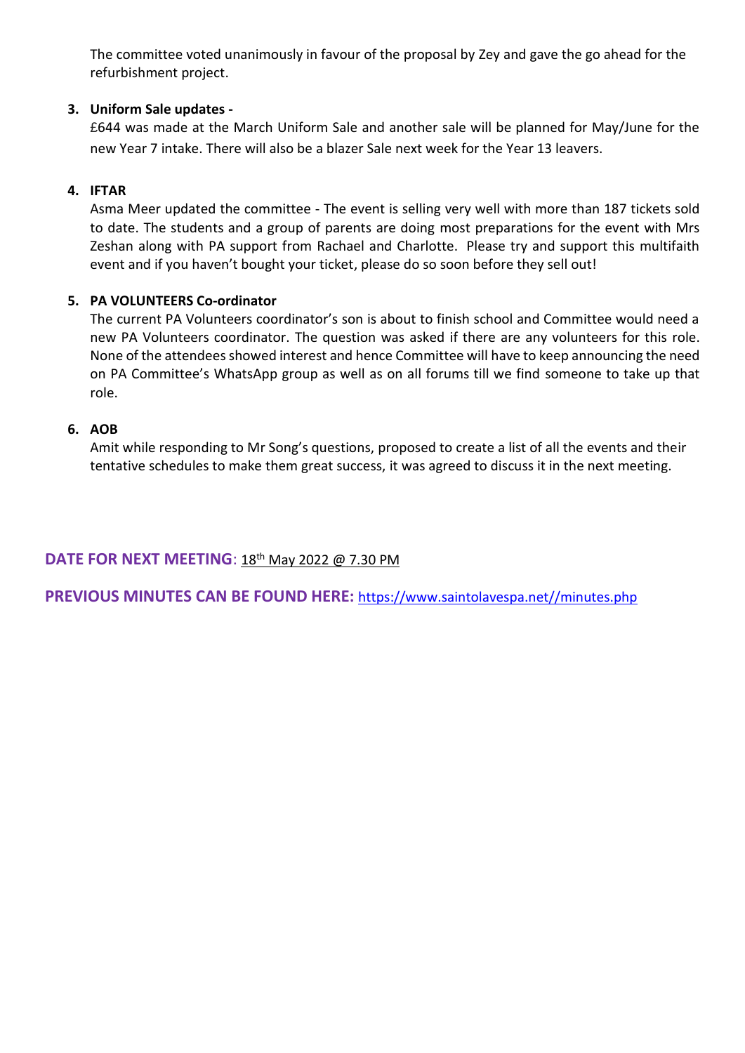The committee voted unanimously in favour of the proposal by Zey and gave the go ahead for the refurbishment project.

3. **Uniform Sale updates -**
   £644 was made at the March Uniform Sale and another sale will be planned for May/June for the new Year 7 intake. There will also be a blazer Sale next week for the Year 13 leavers.

4. **IFTAR**
   Asma Meer updated the committee - The event is selling very well with more than 187 tickets sold to date. The students and a group of parents are doing most preparations for the event with Mrs Zeshan along with PA support from Rachael and Charlotte. Please try and support this multifaith event and if you haven't bought your ticket, please do so soon before they sell out!

5. **PA VOLUNTEERS Co-ordinator**
   The current PA Volunteers coordinator's son is about to finish school and Committee would need a new PA Volunteers coordinator. The question was asked if there are any volunteers for this role. None of the attendees showed interest and hence Committee will have to keep announcing the need on PA Committee's WhatsApp group as well as on all forums till we find someone to take up that role.

6. **AOB**
   Amit while responding to Mr Song's questions, proposed to create a list of all the events and their tentative schedules to make them great success, it was agreed to discuss it in the next meeting.

**DATE FOR NEXT MEETING**: 18th May 2022 @ 7.30 PM

**PREVIOUS MINUTES CAN BE FOUND HERE:** https://www.saintolavespa.net//minutes.php